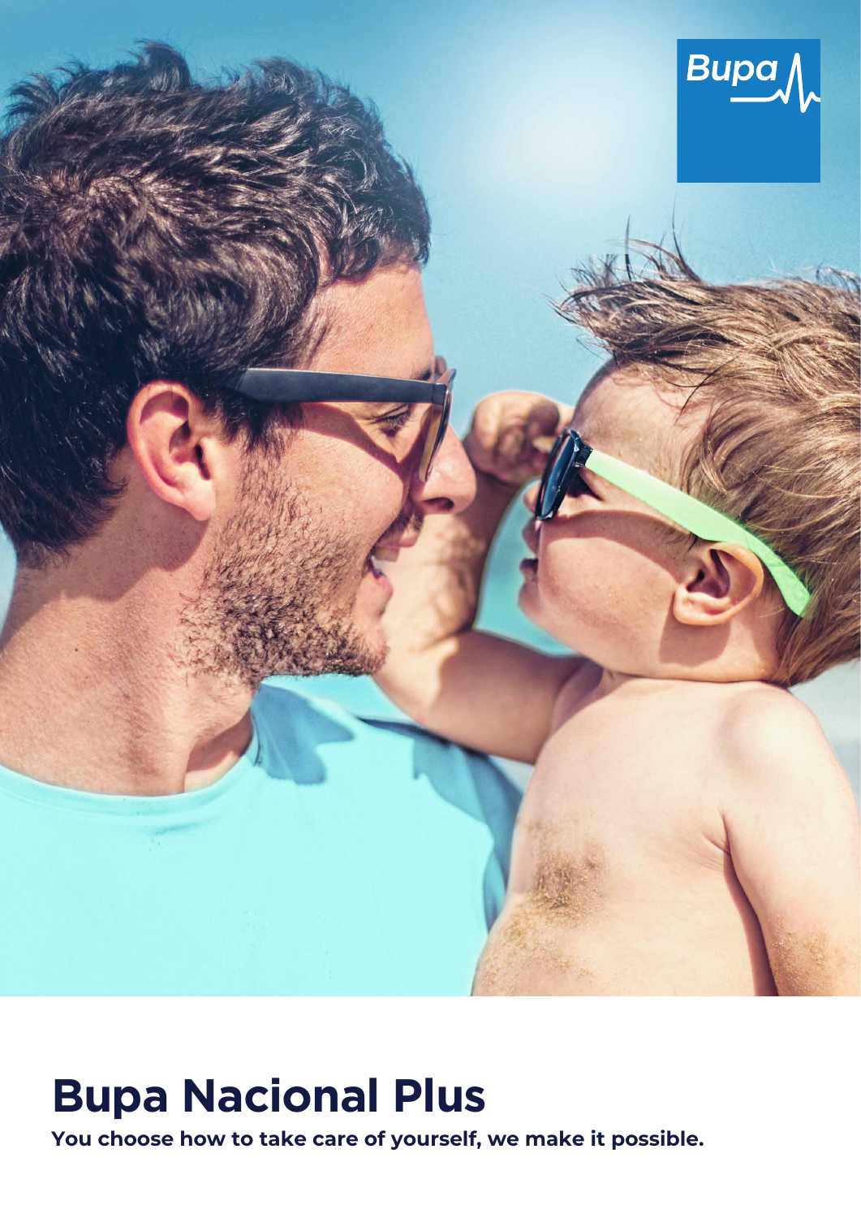# Bupa Nacional Plus

**You choose how to take care of yourself, we make it possible.**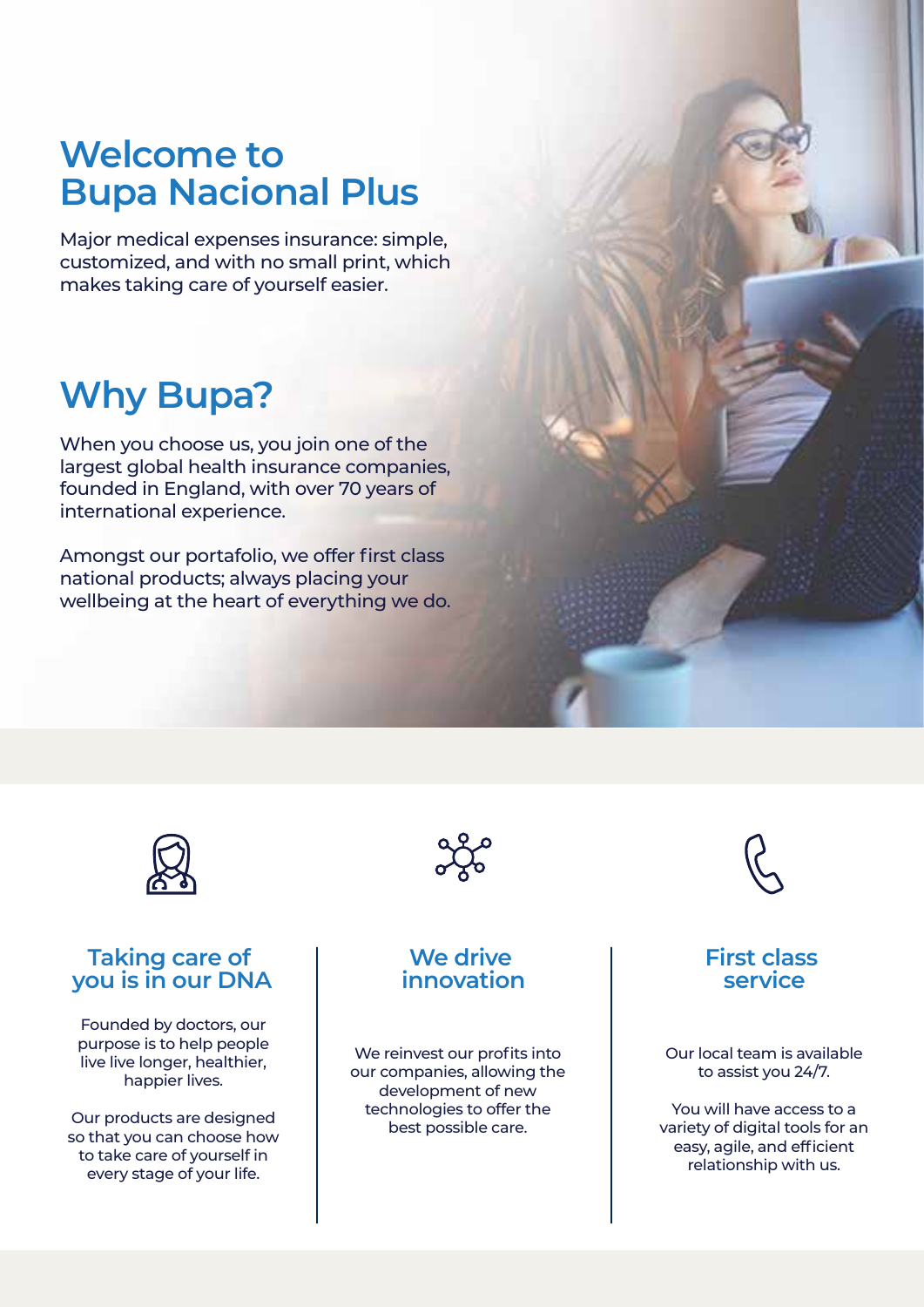# Welcome to Bupa Nacional Plus

Major medical expenses insurance: simple, customized, and with no small print, which makes taking care of yourself easier.

# Why Bupa?

When you choose us, you join one of the largest global health insurance companies, founded in England, with over 70 years of international experience.

Amongst our portafolio, we offer first class national products; always placing your wellbeing at the heart of everything we do.

### Taking care of you is in our DNA

Founded by doctors, our purpose is to help people live live longer, healthier, happier lives.

Our products are designed so that you can choose how to take care of yourself in every stage of your life.

### We drive innovation

We reinvest our profits into our companies, allowing the development of new technologies to offer the best possible care.

### First class service

Our local team is available to assist you 24/7.

You will have access to a variety of digital tools for an easy, agile, and efficient relationship with us.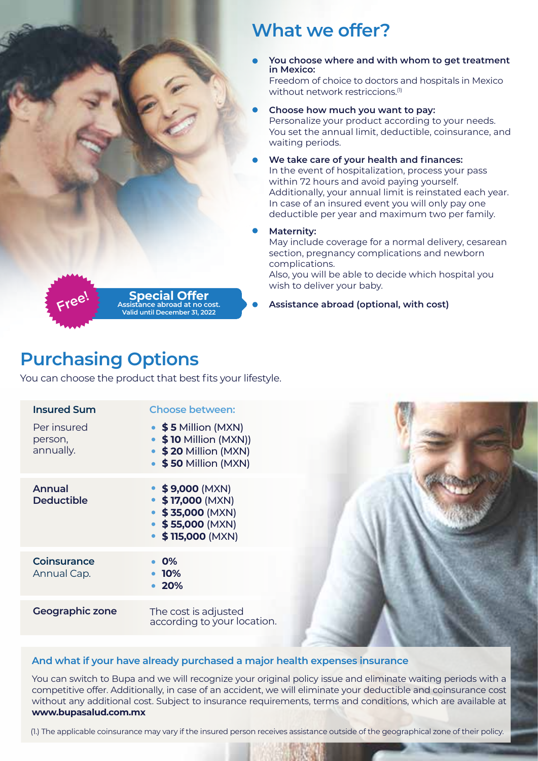## What we offer?

- **You choose where and with whom to get treatment in Mexico:**
  Freedom of choice to doctors and hospitals in Mexico without network restriccions.[1]
- **Choose how much you want to pay:**
  Personalize your product according to your needs. You set the annual limit, deductible, coinsurance, and waiting periods.
- **We take care of your health and finances:**
  In the event of hospitalization, process your pass within 72 hours and avoid paying yourself. Additionally, your annual limit is reinstated each year. In case of an insured event you will only pay one deductible per year and maximum two per family.
- **Maternity:**
  May include coverage for a normal delivery, cesarean section, pregnancy complications and newborn complications.
  Also, you will be able to decide which hospital you wish to deliver your baby.
- **Assistance abroad (optional, with cost)**

**Free!** **Special Offer**
Assistance abroad at no cost.
Valid until December 31, 2022

## Purchasing Options

You can choose the product that best fits your lifestyle.

| | Choose between: |
|---|---|
| **Insured Sum** Per insured person, annually. | • **$ 5** Million (MXN)<br>• **$ 10** Million (MXN))<br>• **$ 20** Million (MXN)<br>• **$ 50** Million (MXN) |
| **Annual Deductible** | • **$ 9,000** (MXN)<br>• **$ 17,000** (MXN)<br>• **$ 35,000** (MXN)<br>• **$ 55,000** (MXN)<br>• **$ 115,000** (MXN) |
| **Coinsurance** Annual Cap. | • **0%**<br>• **10%**<br>• **20%** |
| **Geographic zone** | The cost is adjusted according to your location. |

### And what if your have already purchased a major health expenses insurance

You can switch to Bupa and we will recognize your original policy issue and eliminate waiting periods with a competitive offer. Additionally, in case of an accident, we will eliminate your deductible and coinsurance cost without any additional cost. Subject to insurance requirements, terms and conditions, which are available at **www.bupasalud.com.mx**

(1.) The applicable coinsurance may vary if the insured person receives assistance outside of the geographical zone of their policy.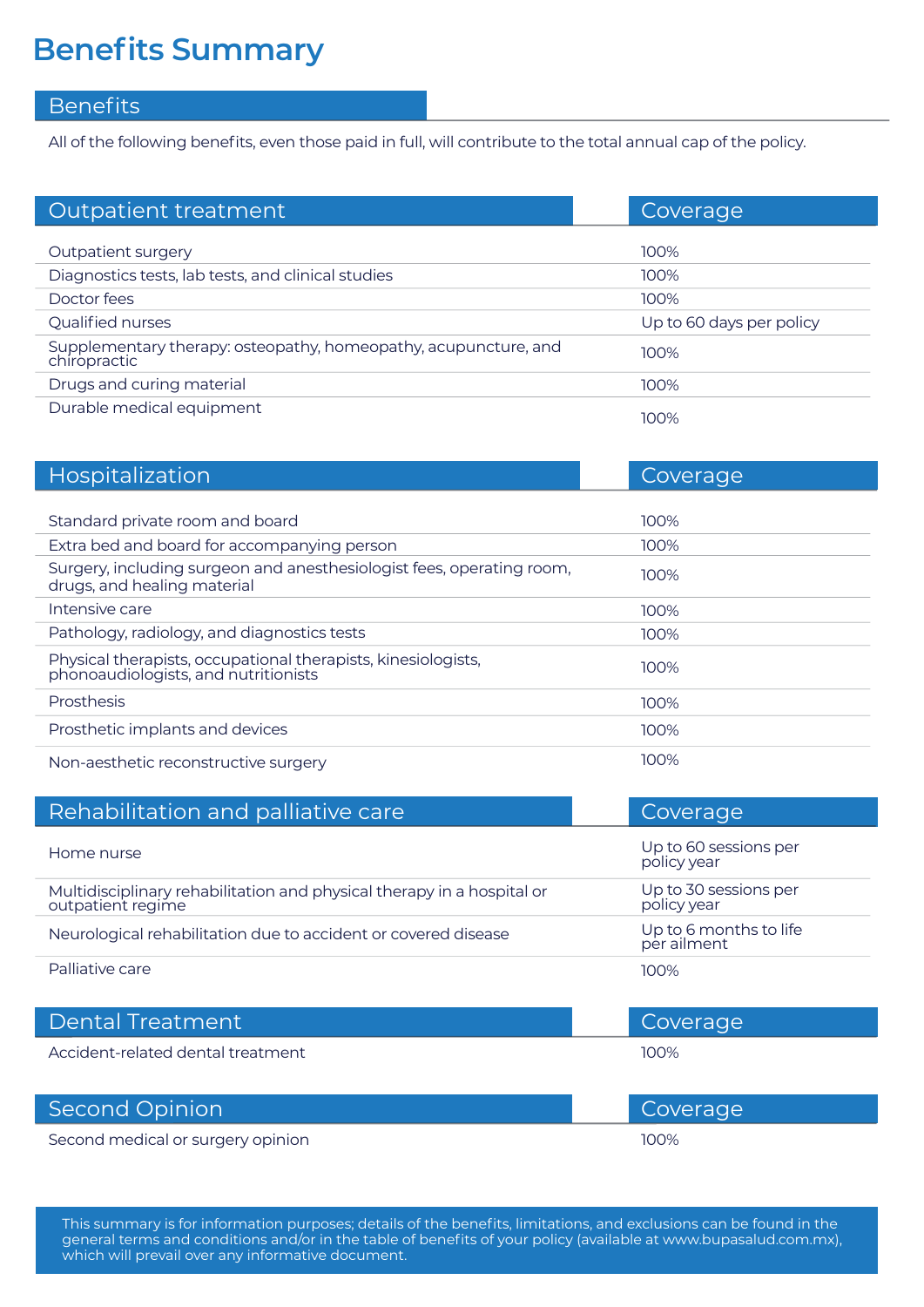# Benefits Summary

## Benefits

All of the following benefits, even those paid in full, will contribute to the total annual cap of the policy.

| Outpatient treatment | Coverage |
|---|---|
| Outpatient surgery | 100% |
| Diagnostics tests, lab tests, and clinical studies | 100% |
| Doctor fees | 100% |
| Qualified nurses | Up to 60 days per policy |
| Supplementary therapy: osteopathy, homeopathy, acupuncture, and chiropractic | 100% |
| Drugs and curing material | 100% |
| Durable medical equipment | 100% |

| Hospitalization | Coverage |
|---|---|
| Standard private room and board | 100% |
| Extra bed and board for accompanying person | 100% |
| Surgery, including surgeon and anesthesiologist fees, operating room, drugs, and healing material | 100% |
| Intensive care | 100% |
| Pathology, radiology, and diagnostics tests | 100% |
| Physical therapists, occupational therapists, kinesiologists, phonoaudiologists, and nutritionists | 100% |
| Prosthesis | 100% |
| Prosthetic implants and devices | 100% |
| Non-aesthetic reconstructive surgery | 100% |

| Rehabilitation and palliative care | Coverage |
|---|---|
| Home nurse | Up to 60 sessions per policy year |
| Multidisciplinary rehabilitation and physical therapy in a hospital or outpatient regime | Up to 30 sessions per policy year |
| Neurological rehabilitation due to accident or covered disease | Up to 6 months to life per ailment |
| Palliative care | 100% |

| Dental Treatment | Coverage |
|---|---|
| Accident-related dental treatment | 100% |

| Second Opinion | Coverage |
|---|---|
| Second medical or surgery opinion | 100% |

This summary is for information purposes; details of the benefits, limitations, and exclusions can be found in the general terms and conditions and/or in the table of benefits of your policy (available at www.bupasalud.com.mx), which will prevail over any informative document.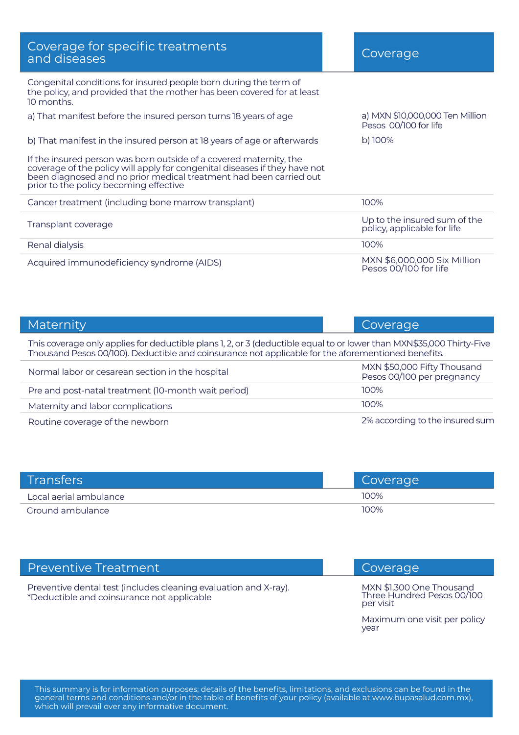| Coverage for specific treatments and diseases | Coverage |
|---|---|
| Congenital conditions for insured people born during the term of the policy, and provided that the mother has been covered for at least 10 months. | |
| a) That manifest before the insured person turns 18 years of age | a) MXN $10,000,000 Ten Million Pesos 00/100 for life |
| b) That manifest in the insured person at 18 years of age or afterwards | b) 100% |
| If the insured person was born outside of a covered maternity, the coverage of the policy will apply for congenital diseases if they have not been diagnosed and no prior medical treatment had been carried out prior to the policy becoming effective | |
| Cancer treatment (including bone marrow transplant) | 100% |
| Transplant coverage | Up to the insured sum of the policy, applicable for life |
| Renal dialysis | 100% |
| Acquired immunodeficiency syndrome (AIDS) | MXN $6,000,000 Six Million Pesos 00/100 for life |

| Maternity | Coverage |
|---|---|
| This coverage only applies for deductible plans 1, 2, or 3 (deductible equal to or lower than MXN$35,000 Thirty-Five Thousand Pesos 00/100). Deductible and coinsurance not applicable for the aforementioned benefits. | |
| Normal labor or cesarean section in the hospital | MXN $50,000 Fifty Thousand Pesos 00/100 per pregnancy |
| Pre and post-natal treatment (10-month wait period) | 100% |
| Maternity and labor complications | 100% |
| Routine coverage of the newborn | 2% according to the insured sum |

| Transfers | Coverage |
|---|---|
| Local aerial ambulance | 100% |
| Ground ambulance | 100% |

| Preventive Treatment | Coverage |
|---|---|
| Preventive dental test (includes cleaning evaluation and X-ray). *Deductible and coinsurance not applicable | MXN $1,300 One Thousand Three Hundred Pesos 00/100 per visit<br><br>Maximum one visit per policy year |

This summary is for information purposes; details of the benefits, limitations, and exclusions can be found in the general terms and conditions and/or in the table of benefits of your policy (available at www.bupasalud.com.mx), which will prevail over any informative document.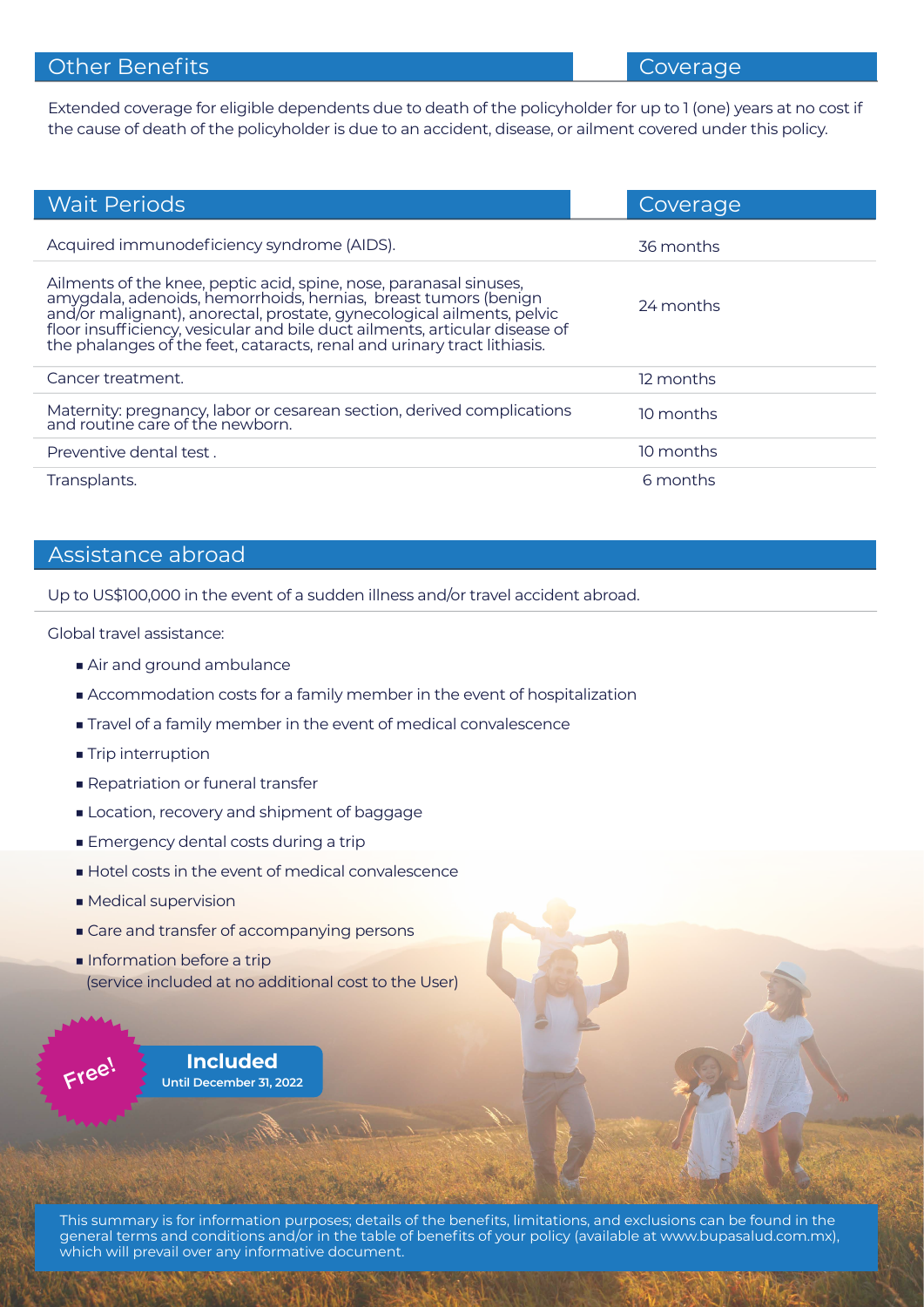| Other Benefits | Coverage |
|---|---|
| Extended coverage for eligible dependents due to death of the policyholder for up to 1 (one) years at no cost if the cause of death of the policyholder is due to an accident, disease, or ailment covered under this policy. | |

| Wait Periods | Coverage |
|---|---|
| Acquired immunodeficiency syndrome (AIDS). | 36 months |
| Ailments of the knee, peptic acid, spine, nose, paranasal sinuses, amygdala, adenoids, hemorrhoids, hernias, breast tumors (benign and/or malignant), anorectal, prostate, gynecological ailments, pelvic floor insufficiency, vesicular and bile duct ailments, articular disease of the phalanges of the feet, cataracts, renal and urinary tract lithiasis. | 24 months |
| Cancer treatment. | 12 months |
| Maternity: pregnancy, labor or cesarean section, derived complications and routine care of the newborn. | 10 months |
| Preventive dental test . | 10 months |
| Transplants. | 6 months |

## Assistance abroad

Up to US$100,000 in the event of a sudden illness and/or travel accident abroad.

Global travel assistance:

- Air and ground ambulance
- Accommodation costs for a family member in the event of hospitalization
- Travel of a family member in the event of medical convalescence
- Trip interruption
- Repatriation or funeral transfer
- Location, recovery and shipment of baggage
- Emergency dental costs during a trip
- Hotel costs in the event of medical convalescence
- Medical supervision
- Care and transfer of accompanying persons
- Information before a trip
  (service included at no additional cost to the User)

Free!

**Included**
**Until December 31, 2022**

This summary is for information purposes; details of the benefits, limitations, and exclusions can be found in the general terms and conditions and/or in the table of benefits of your policy (available at www.bupasalud.com.mx), which will prevail over any informative document.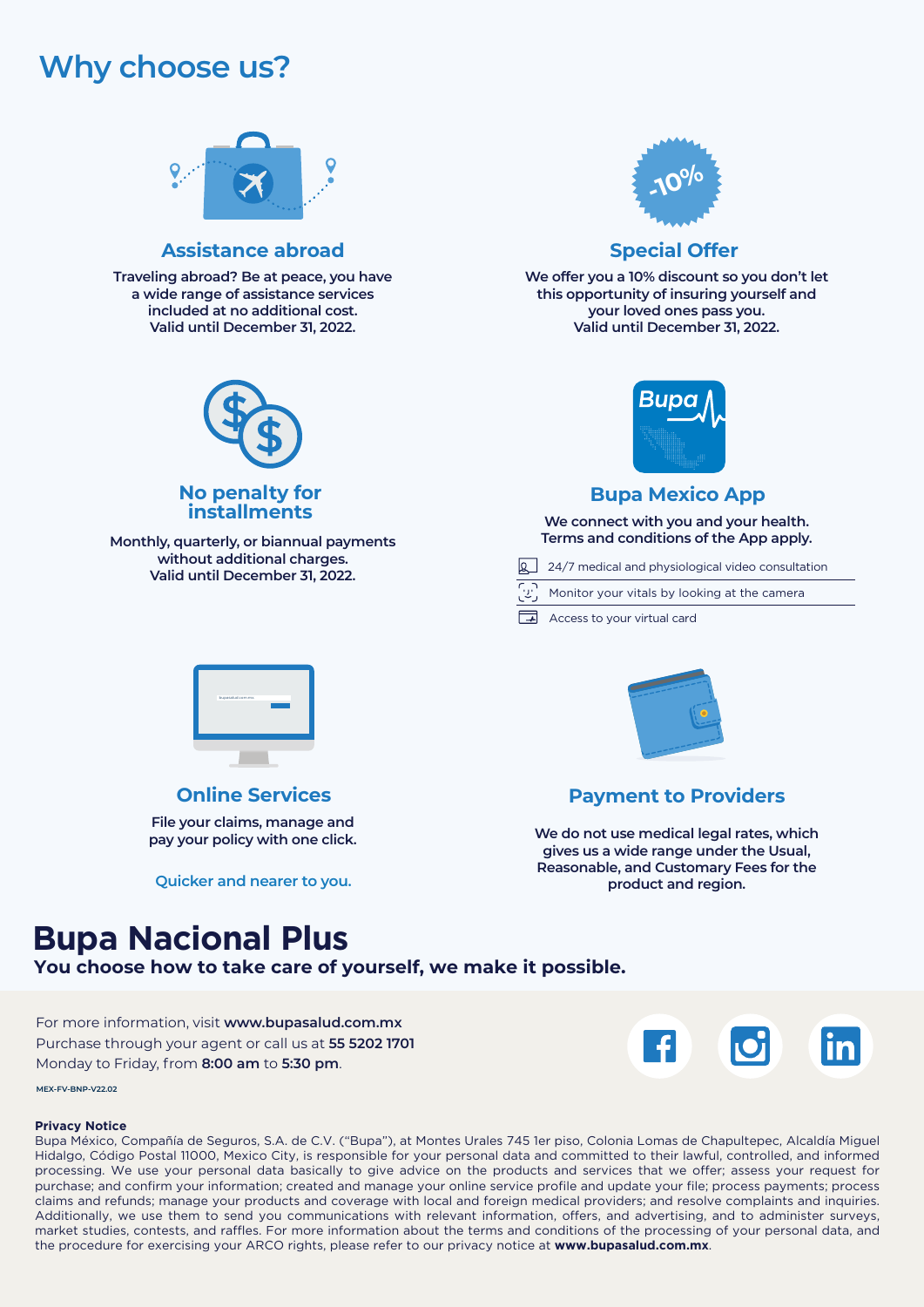# Why choose us?

### Assistance abroad

**Traveling abroad? Be at peace, you have a wide range of assistance services included at no additional cost. Valid until December 31, 2022.**

### Special Offer

**We offer you a 10% discount so you don't let this opportunity of insuring yourself and your loved ones pass you. Valid until December 31, 2022.**

### No penalty for installments

**Monthly, quarterly, or biannual payments without additional charges. Valid until December 31, 2022.**

### Bupa Mexico App

**We connect with you and your health. Terms and conditions of the App apply.**

- 24/7 medical and physiological video consultation
- Monitor your vitals by looking at the camera
- Access to your virtual card

### Online Services

**File your claims, manage and pay your policy with one click.**

Quicker and nearer to you.

### Payment to Providers

**We do not use medical legal rates, which gives us a wide range under the Usual, Reasonable, and Customary Fees for the product and region.**

# Bupa Nacional Plus

**You choose how to take care of yourself, we make it possible.**

For more information, visit **www.bupasalud.com.mx**
Purchase through your agent or call us at **55 5202 1701**
Monday to Friday, from **8:00 am** to **5:30 pm**.

MEX-FV-BNP-V22.02

**Privacy Notice**
Bupa México, Compañía de Seguros, S.A. de C.V. ("Bupa"), at Montes Urales 745 1er piso, Colonia Lomas de Chapultepec, Alcaldía Miguel Hidalgo, Código Postal 11000, Mexico City, is responsible for your personal data and committed to their lawful, controlled, and informed processing. We use your personal data basically to give advice on the products and services that we offer; assess your request for purchase; and confirm your information; created and manage your online service profile and update your file; process payments; process claims and refunds; manage your products and coverage with local and foreign medical providers; and resolve complaints and inquiries. Additionally, we use them to send you communications with relevant information, offers, and advertising, and to administer surveys, market studies, contests, and raffles. For more information about the terms and conditions of the processing of your personal data, and the procedure for exercising your ARCO rights, please refer to our privacy notice at **www.bupasalud.com.mx**.